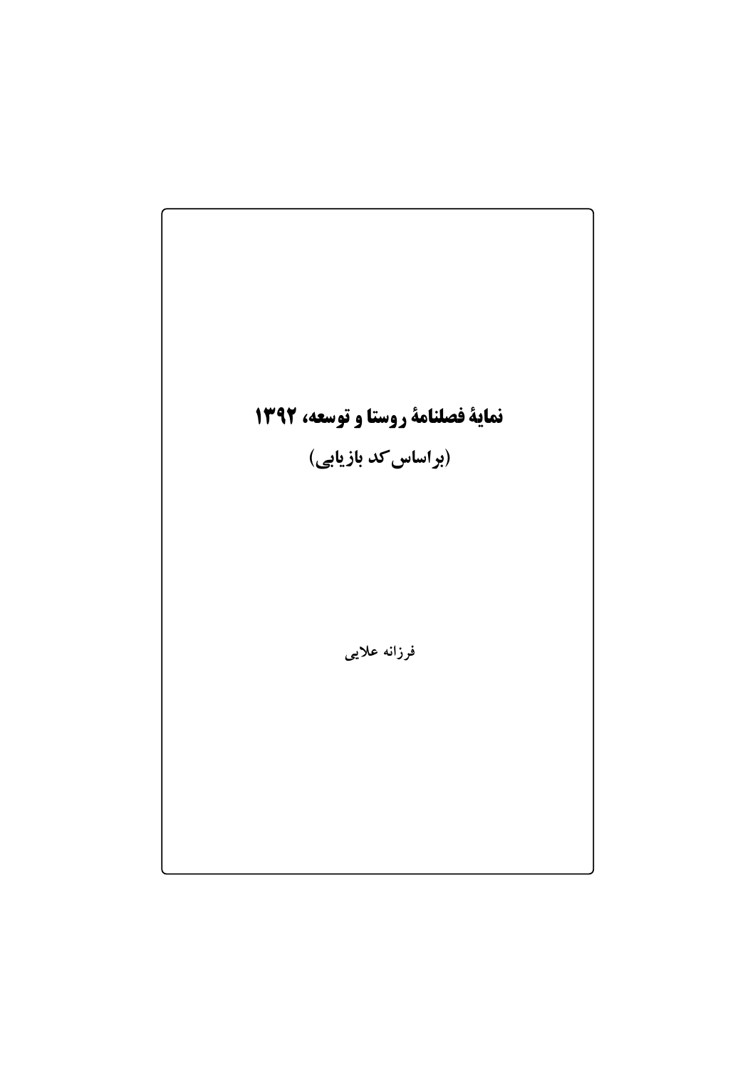# نمایۀ فصلنامۀ روستا و توسعه، ۱۳۹۲

## (براساس کد بازیابی)

فرزانه علایی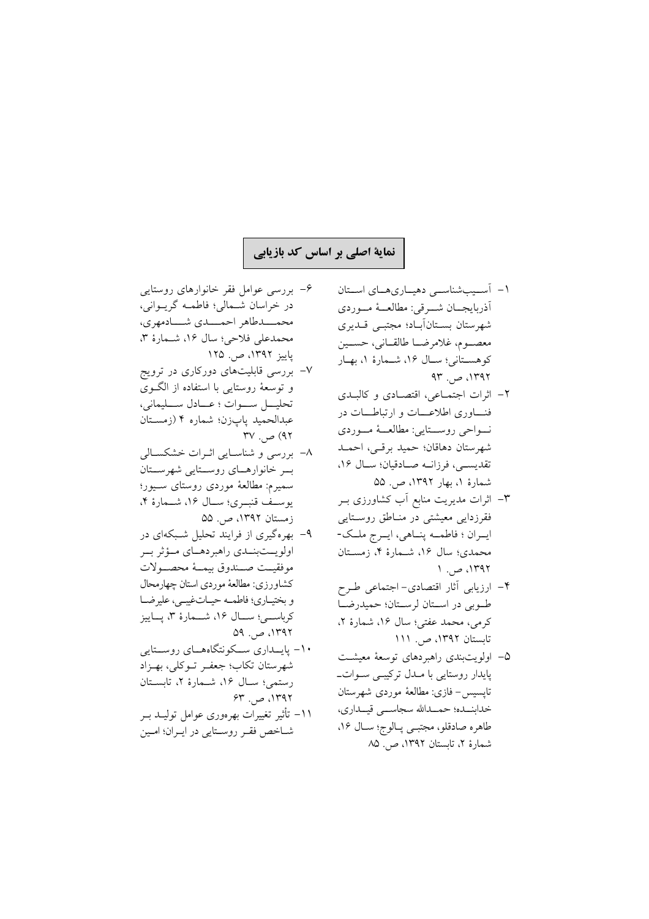## نمایهٔ اصلی بر اساس کد بازیابی

۱- آسیب‌شناسی دهیاری‌های استان آذربایجان شرقی: مطالعهٔ موردی شهرستان بستان‌آباد؛ مجتبی قدیری معصوم، غلامرضا طالقانی، حسین کوهستانی؛ سال ۱۶، شمارهٔ ۱، بهار ۱۳۹۲، ص. ۹۳

۲- اثرات اجتماعی، اقتصادی و کالبدی فناوری اطلاعات و ارتباطات در نواحی روستایی: مطالعهٔ موردی شهرستان دهاقان؛ حمید برقی، احمد تقدیسی، فرزانه صادقیان؛ سال ۱۶، شمارهٔ ۱، بهار ۱۳۹۲، ص. ۵۵

۳- اثرات مدیریت منابع آب کشاورزی بر فقرزدایی معیشتی در مناطق روستایی ایران ؛ فاطمه پناهی، ایرج ملک-محمدی؛ سال ۱۶، شمارهٔ ۴، زمستان ۱۳۹۲، ص. ۱

۴- ارزیابی آثار اقتصادی- اجتماعی طرح طوبی در استان لرستان؛ حمیدرضا کرمی، محمد عفتی؛ سال ۱۶، شمارهٔ ۲، تابستان ۱۳۹۲، ص. ۱۱۱

۵- اولویت‌بندی راهبردهای توسعهٔ معیشت پایدار روستایی با مدل ترکیبی سوات_تاپسیس- فازی: مطالعهٔ موردی شهرستان خدابنده؛ حمدالله سجاسی قیداری، طاهره صادقلو، مجتبی پالوج؛ سال ۱۶، شمارهٔ ۲، تابستان ۱۳۹۲، ص. ۸۵

۶- بررسی عوامل فقر خانوارهای روستایی در خراسان شمالی؛ فاطمه گریوانی، محمدطاهر احمدی شادمهری، محمدعلی فلاحی؛ سال ۱۶، شمارهٔ ۳، پاییز ۱۳۹۲، ص. ۱۲۵

۷- بررسی قابلیت‌های دورکاری در ترویج و توسعهٔ روستایی با استفاده از الگوی تحلیل سوات ؛ عادل سلیمانی، عبدالحمید پاپزن؛ شماره ۴ (زمستان ۹۲) ص. ۳۷

۸- بررسی و شناسایی اثرات خشکسالی بر خانوارهای روستایی شهرستان سمیرم: مطالعهٔ موردی روستای سیور؛ یوسف قنبری؛ سال ۱۶، شمارهٔ ۴، زمستان ۱۳۹۲، ص. ۵۵

۹- بهره‌گیری از فرایند تحلیل شبکه‌ای در اولویت‌بندی راهبردهای مؤثر بر موفقیت صندوق بیمهٔ محصولات کشاورزی: مطالعهٔ موردی استان چهارمحال و بختیاری؛ فاطمه حیات‌غیبی، علیرضا کرباسی؛ سال ۱۶، شمارهٔ ۳، پاییز ۱۳۹۲، ص. ۵۹

۱۰- پایداری سکونتگاه‌های روستایی شهرستان تکاب؛ جعفر توکلی، بهزاد رستمی؛ سال ۱۶، شمارهٔ ۲، تابستان ۱۳۹۲، ص. ۶۳

۱۱- تأثیر تغییرات بهره‌وری عوامل تولید بر شاخص فقر روستایی در ایران؛ امین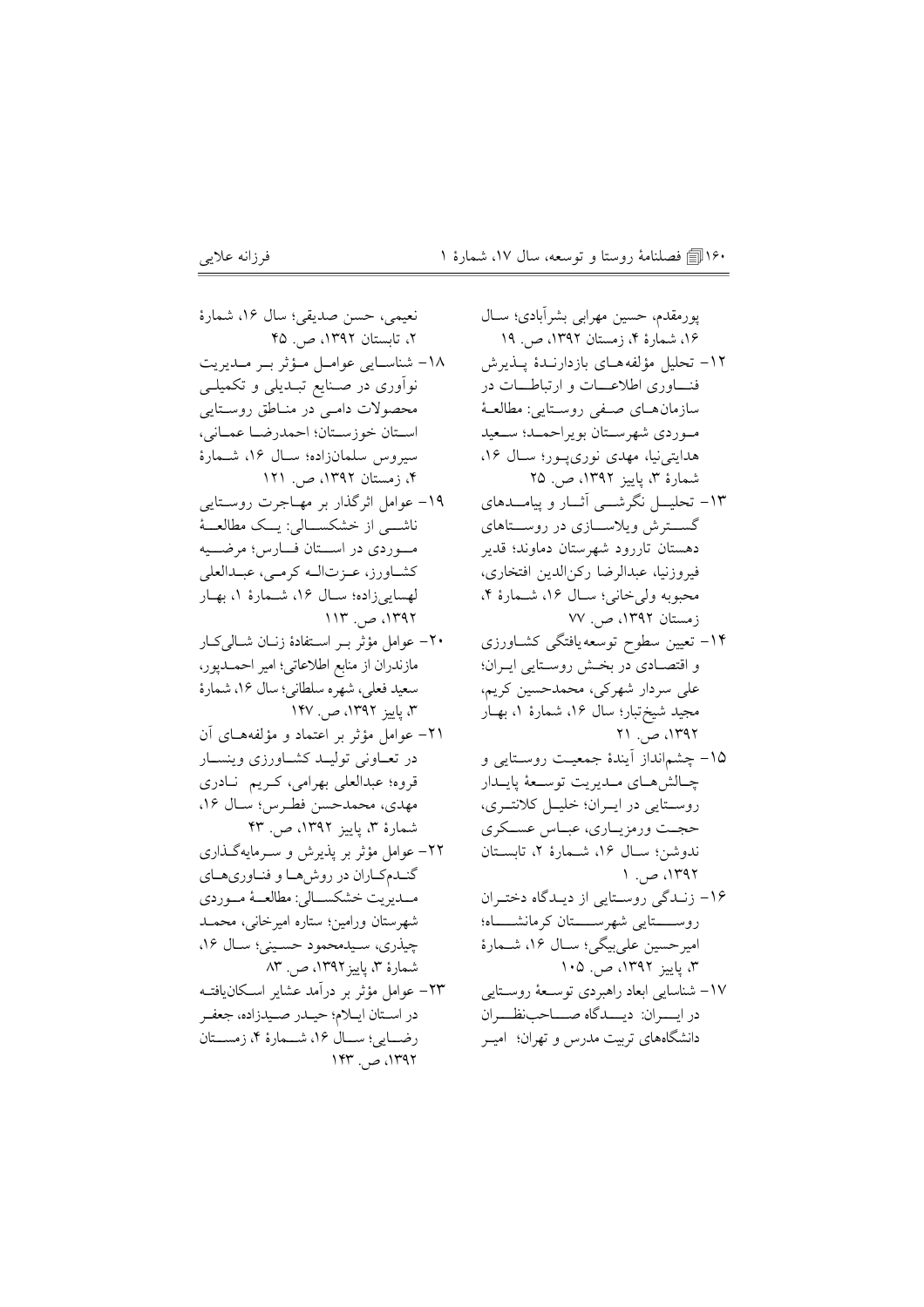پورمقدم، حسین مهرابی بشرآبادی؛ سال ۱۶، شمارهٔ ۴، زمستان ۱۳۹۲، ص. ۱۹

۱۲- تحلیل مؤلفه‌های بازدارندهٔ پذیرش فناوری اطلاعات و ارتباطات در سازمان‌های صنفی روستایی: مطالعهٔ موردی شهرستان بویراحمد؛ سعید هدایتی‌نیا، مهدی نوری‌پور؛ سال ۱۶، شمارهٔ ۳، پاییز ۱۳۹۲، ص. ۲۵

۱۳- تحلیل نگرشی آثار و پیامدهای گسترش ویلاسازی در روستاهای دهستان تاررود شهرستان دماوند؛ قدیر فیروزنیا، عبدالرضا رکن‌الدین افتخاری، محبوبه ولی‌خانی؛ سال ۱۶، شمارهٔ ۴، زمستان ۱۳۹۲، ص. ۷۷

۱۴- تعیین سطوح توسعه‌یافتگی کشاورزی و اقتصادی در بخش روستایی ایران؛ علی سردار شهرکی، محمدحسین کریم، مجید شیخ‌تبار؛ سال ۱۶، شمارهٔ ۱، بهار ۱۳۹۲، ص. ۲۱

۱۵- چشم‌انداز آیندهٔ جمعیت روستایی و چالش‌های مدیریت توسعهٔ پایدار روستایی در ایران؛ خلیل کلانتری، حجت ورمزیاری، عباس عسکری ندوشن؛ سال ۱۶، شمارهٔ ۲، تابستان ۱۳۹۲، ص. ۱

۱۶- زندگی روستایی از دیدگاه دختران روستایی شهرستان کرمانشاه؛ امیرحسین علی‌بیگی؛ سال ۱۶، شمارهٔ ۳، پاییز ۱۳۹۲، ص. ۱۰۵

۱۷- شناسایی ابعاد راهبردی توسعهٔ روستایی در ایران: دیدگاه صاحب‌نظران دانشگاه‌های تربیت مدرس و تهران؛ امیر نعیمی، حسن صدیقی؛ سال ۱۶، شمارهٔ ۲، تابستان ۱۳۹۲، ص. ۴۵

۱۸- شناسایی عوامل مؤثر بر مدیریت نوآوری در صنایع تبدیلی و تکمیلی محصولات دامی در مناطق روستایی استان خوزستان؛ احمدرضا عمانی، سیروس سلمان‌زاده؛ سال ۱۶، شمارهٔ ۴، زمستان ۱۳۹۲، ص. ۱۲۱

۱۹- عوامل اثرگذار بر مهاجرت روستایی ناشی از خشکسالی: یک مطالعهٔ موردی در استان فارس؛ مرضیه کشاورز، عزت‌اله کرمی، عبدالعلی لهسایی‌زاده؛ سال ۱۶، شمارهٔ ۱، بهار ۱۳۹۲، ص. ۱۱۳

۲۰- عوامل مؤثر بر استفادهٔ زنان شالی‌کار مازندران از منابع اطلاعاتی؛ امیر احمدپور، سعید فعلی، شهره سلطانی؛ سال ۱۶، شمارهٔ ۳، پاییز ۱۳۹۲، ص. ۱۴۷

۲۱- عوامل مؤثر بر اعتماد و مؤلفه‌های آن در تعاونی تولید کشاورزی وینسار قروه؛ عبدالعلی بهرامی، کریم نادری مهدی، محمدحسن فطرس؛ سال ۱۶، شمارهٔ ۳، پاییز ۱۳۹۲، ص. ۴۳

۲۲- عوامل مؤثر بر پذیرش و سرمایه‌گذاری گندم‌کاران در روش‌ها و فناوری‌های مدیریت خشکسالی: مطالعهٔ موردی شهرستان ورامین؛ ستاره امیرخانی، محمد چیذری، سیدمحمود حسینی؛ سال ۱۶، شمارهٔ ۳، پاییز ۱۳۹۲، ص. ۸۳

۲۳- عوامل مؤثر بر درآمد عشایر اسکان‌یافته در استان ایلام؛ حیدر صیدزاده، جعفر رضایی؛ سال ۱۶، شمارهٔ ۴، زمستان ۱۳۹۲، ص. ۱۴۳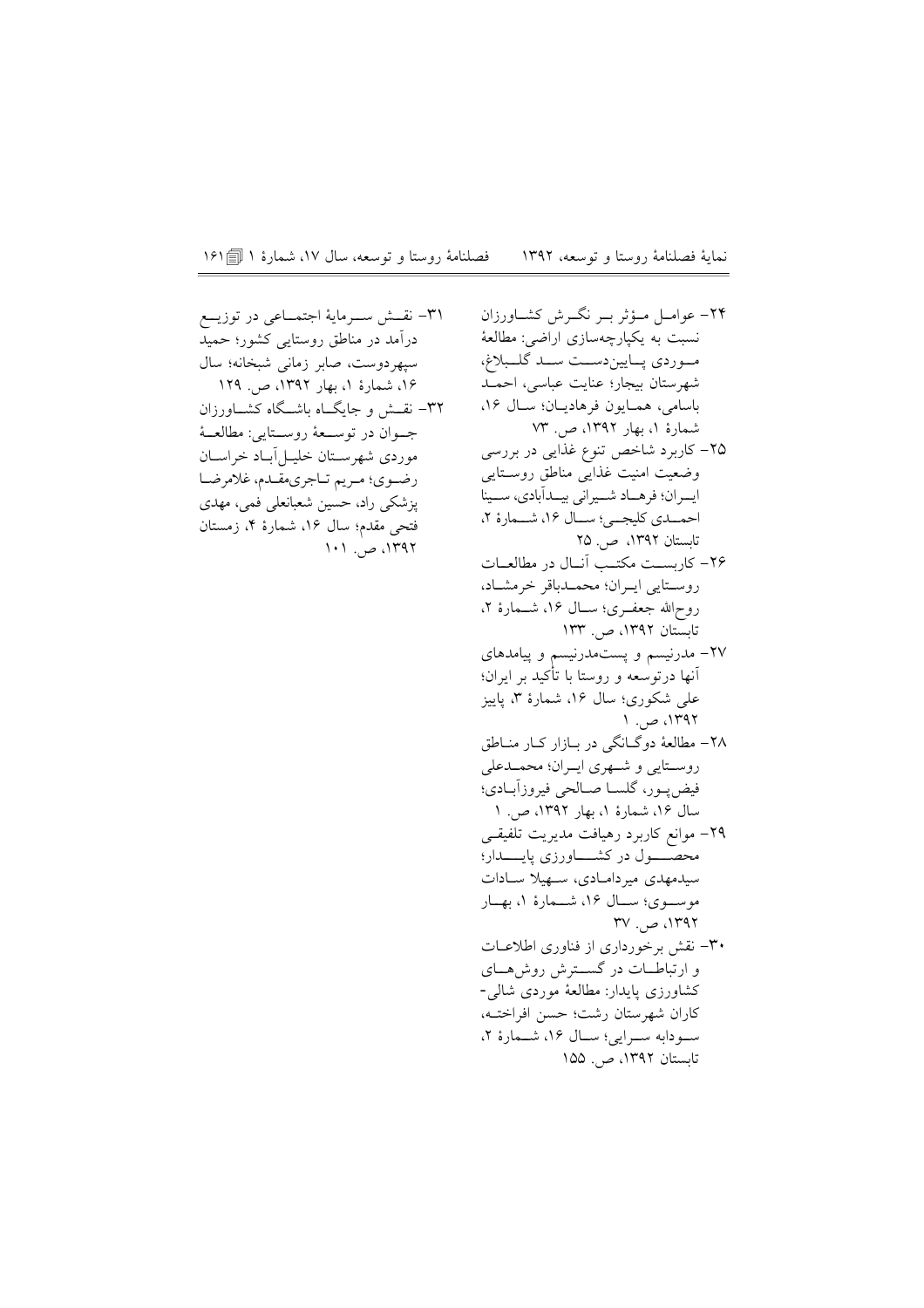۲۴– عوامل مؤثر بر نگرش کشاورزان نسبت به یکپارچه‌سازی اراضی: مطالعهٔ موردی پایین‌دست سد گلبلاغ، شهرستان بیجار؛ عنایت عباسی، احمد باسامی، همایون فرهادیان؛ سال ۱۶، شمارهٔ ۱، بهار ۱۳۹۲، ص. ۷۳

۲۵– کاربرد شاخص تنوع غذایی در بررسی وضعیت امنیت غذایی مناطق روستایی ایران؛ فرهاد شیرانی بیدآبادی، سینا احمدی کلیجی؛ سال ۱۶، شمارهٔ ۲، تابستان ۱۳۹۲، ص. ۲۵

۲۶– کاربست مکتب آنال در مطالعات روستایی ایران؛ محمدباقر خرمشاد، روح‌الله جعفری؛ سال ۱۶، شمارهٔ ۲، تابستان ۱۳۹۲، ص. ۱۳۳

۲۷– مدرنیسم و پست‌مدرنیسم و پیامدهای آنها درتوسعه و روستا با تأکید بر ایران؛ علی شکوری؛ سال ۱۶، شمارهٔ ۳، پاییز ۱۳۹۲، ص. ۱

۲۸– مطالعهٔ دوگانگی در بازار کار مناطق روستایی و شهری ایران؛ محمدعلی فیض‌پور، گلسا صالحی فیروزآبادی؛ سال ۱۶، شمارهٔ ۱، بهار ۱۳۹۲، ص. ۱

۲۹– موانع کاربرد رهیافت مدیریت تلفیقی محصول در کشاورزی پایدار؛ سیدمهدی میردامادی، سهیلا سادات موسوی؛ سال ۱۶، شمارهٔ ۱، بهار ۱۳۹۲، ص. ۳۷

۳۰– نقش برخورداری از فناوری اطلاعات و ارتباطات در گسترش روش‌های کشاورزی پایدار: مطالعهٔ موردی شالی‌کاران شهرستان رشت؛ حسن افراخته، سودابه سرایی؛ سال ۱۶، شمارهٔ ۲، تابستان ۱۳۹۲، ص. ۱۵۵

۳۱– نقش سرمایهٔ اجتماعی در توزیع درآمد در مناطق روستایی کشور؛ حمید سپهردوست، صابر زمانی شبخانه؛ سال ۱۶، شمارهٔ ۱، بهار ۱۳۹۲، ص. ۱۲۹

۳۲– نقش و جایگاه باشگاه کشاورزان جوان در توسعهٔ روستایی: مطالعهٔ موردی شهرستان خلیل‌آباد خراسان رضوی؛ مریم تاجری‌مقدم، غلامرضا پزشکی راد، حسین شعبانعلی فمی، مهدی فتحی مقدم؛ سال ۱۶، شمارهٔ ۴، زمستان ۱۳۹۲، ص. ۱۰۱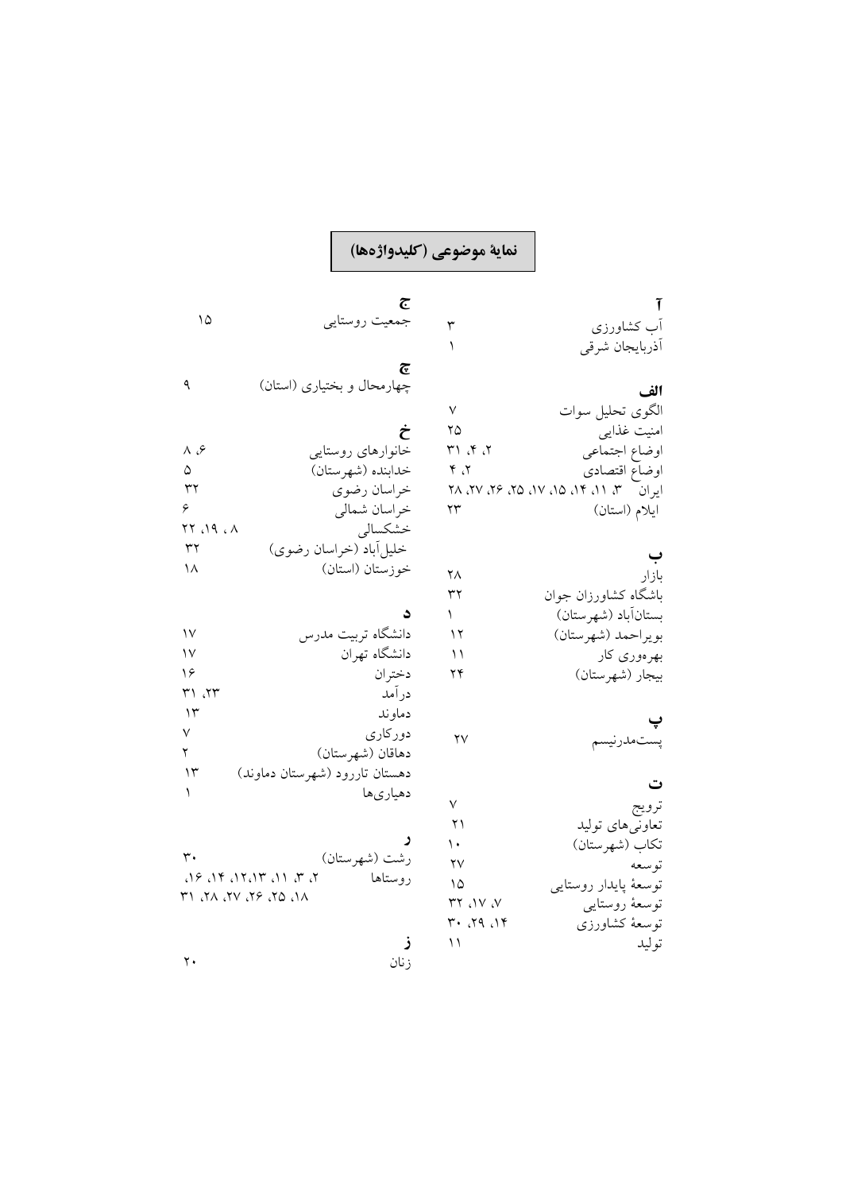## نمایهٔ موضوعی (کلیدواژه‌ها)

**آ**

آب کشاورزی ۳
آذربایجان شرقی ۱

**الف**

الگوی تحلیل سوات ۷
امنیت غذایی ۲۵
اوضاع اجتماعی ۲، ۴، ۳۱
اوضاع اقتصادی ۲، ۴
ایران ۳، ۱۱، ۱۴، ۱۵، ۱۷، ۲۵، ۲۶، ۲۷، ۲۸
ایلام (استان) ۲۳

**ب**

بازار ۲۸
باشگاه کشاورزان جوان ۳۲
بستان‌آباد (شهرستان) ۱
بویراحمد (شهرستان) ۱۲
بهره‌وری کار ۱۱
بیجار (شهرستان) ۲۴

**پ**

پست‌مدرنیسم ۲۷

**ت**

ترویج ۷
تعاونی‌های تولید ۲۱
تکاب (شهرستان) ۱۰
توسعه ۲۷
توسعهٔ پایدار روستایی ۱۵
توسعهٔ روستایی ۷، ۱۷، ۳۲
توسعهٔ کشاورزی ۱۴، ۲۹، ۳۰
تولید ۱۱

**ج**

جمعیت روستایی ۱۵

**چ**

چهارمحال و بختیاری (استان) ۹

**خ**

خانوارهای روستایی ۶، ۸
خدابنده (شهرستان) ۵
خراسان رضوی ۳۲
خراسان شمالی ۶
خشکسالی ۸، ۱۹، ۲۲
خلیل‌آباد (خراسان رضوی) ۳۲
خوزستان (استان) ۱۸

**د**

دانشگاه تربیت مدرس ۱۷
دانشگاه تهران ۱۷
دختران ۱۶
درآمد ۲۳، ۳۱
دماوند ۱۳
دورکاری ۷
دهاقان (شهرستان) ۲
دهستان تاررود (شهرستان دماوند) ۱۳
دهیاری‌ها ۱

**ر**

رشت (شهرستان) ۳۰
روستاها ۲، ۳، ۱۱، ۱۲،۱۳، ۱۴، ۱۶، ۱۸، ۲۵، ۲۶، ۲۷، ۲۸، ۳۱

**ز**

زنان ۲۰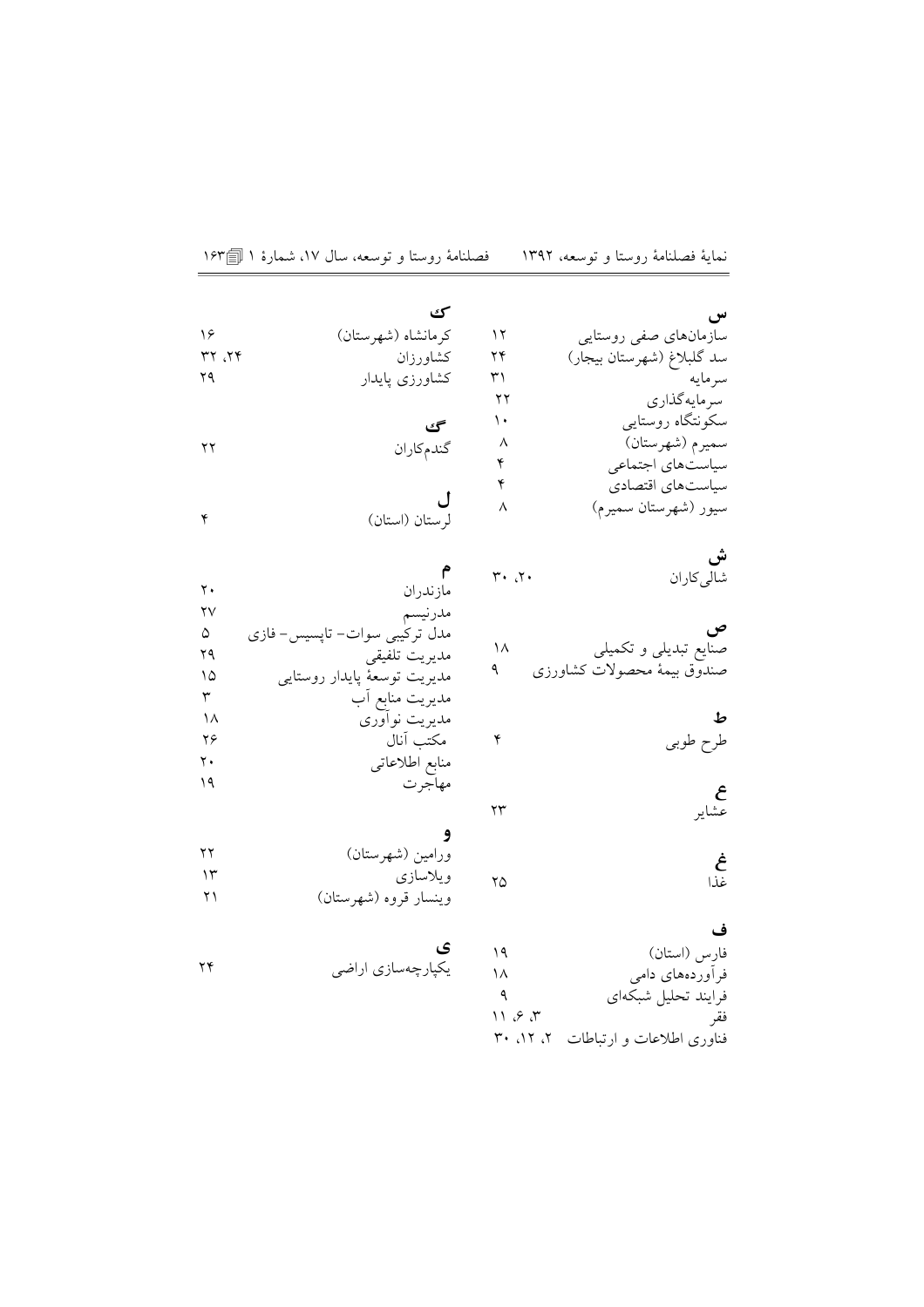## س

سازمان‌های صفی روستایی ۱۲
سد گلبلاغ (شهرستان بیجار) ۲۴
سرمایه ۳۱
سرمایه‌گذاری ۲۲
سکونتگاه روستایی ۱۰
سمیرم (شهرستان) ۸
سیاست‌های اجتماعی ۴
سیاست‌های اقتصادی ۴
سیور (شهرستان سمیرم) ۸

## ش

شالی‌کاران ۲۰، ۳۰

## ص

صنایع تبدیلی و تکمیلی ۱۸
صندوق بیمهٔ محصولات کشاورزی ۹

## ط

طرح طوبی ۴

## ع

عشایر ۲۳

## غ

غذا ۲۵

## ف

فارس (استان) ۱۹
فرآورده‌های دامی ۱۸
فرایند تحلیل شبکه‌ای ۹
فقر ۳، ۶، ۱۱
فناوری اطلاعات و ارتباطات ۲، ۱۲، ۳۰

## ک

کرمانشاه (شهرستان) ۱۶
کشاورزان ۲۴، ۳۲
کشاورزی پایدار ۲۹

## گ

گندم‌کاران ۲۲

## ل

لرستان (استان) ۴

## م

مازندران ۲۰
مدرنیسم ۲۷
مدل ترکیبی سوات- تاپسیس- فازی ۵
مدیریت تلفیقی ۲۹
مدیریت توسعهٔ پایدار روستایی ۱۵
مدیریت منابع آب ۳
مدیریت نوآوری ۱۸
مکتب آنال ۲۶
منابع اطلاعاتی ۲۰
مهاجرت ۱۹

## و

ورامین (شهرستان) ۲۲
ویلاسازی ۱۳
وینسار قروه (شهرستان) ۲۱

## ی

یکپارچه‌سازی اراضی ۲۴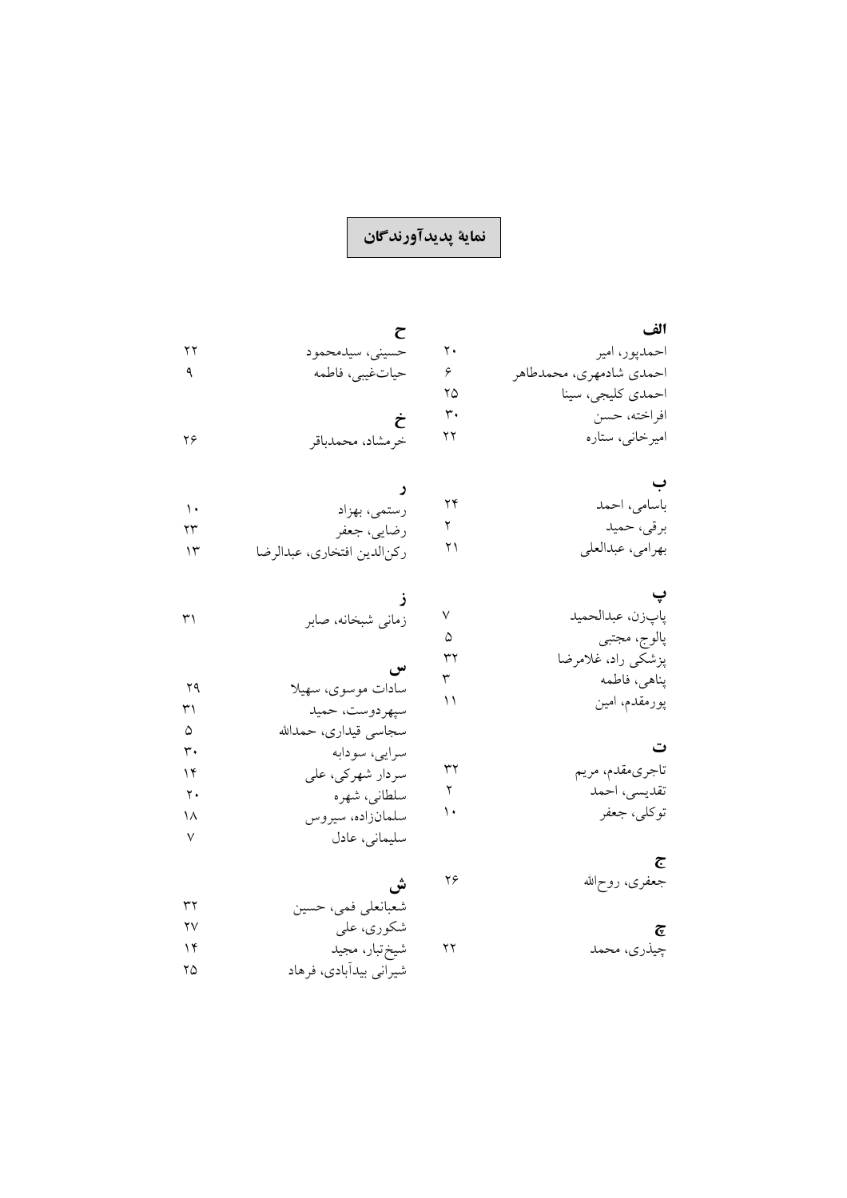## نمایهٔ پدیدآورندگان

**الف**

احمدپور، امیر ۲۰

احمدی شادمهری، محمدطاهر ۶

احمدی کلیجی، سینا ۲۵

افراخته، حسن ۳۰

امیرخانی، ستاره ۲۲

**ب**

باسامی، احمد ۲۴

برقی، حمید ۲

بهرامی، عبدالعلی ۲۱

**پ**

پاپ‌زن، عبدالحمید ۷

پالوج، مجتبی ۵

پزشکی راد، غلامرضا ۳۲

پناهی، فاطمه ۳

پورمقدم، امین ۱۱

**ت**

تاجری‌مقدم، مریم ۳۲

تقدیسی، احمد ۲

توکلی، جعفر ۱۰

**ج**

جعفری، روح‌الله ۲۶

**چ**

چیذری، محمد ۲۲

**ح**

حسینی، سیدمحمود ۲۲

حیات‌غیبی، فاطمه ۹

**خ**

خرمشاد، محمدباقر ۲۶

**ر**

رستمی، بهزاد ۱۰

رضایی، جعفر ۲۳

رکن‌الدین افتخاری، عبدالرضا ۱۳

**ز**

زمانی شبخانه، صابر ۳۱

**س**

سادات موسوی، سهیلا ۲۹

سپهردوست، حمید ۳۱

سجاسی قیداری، حمدالله ۵

سرایی، سودابه ۳۰

سردار شهرکی، علی ۱۴

سلطانی، شهره ۲۰

سلمان‌زاده، سیروس ۱۸

سلیمانی، عادل ۷

**ش**

شعبانعلی فمی، حسین ۳۲

شکوری، علی ۲۷

شیخ‌تبار، مجید ۱۴

شیرانی بیدآبادی، فرهاد ۲۵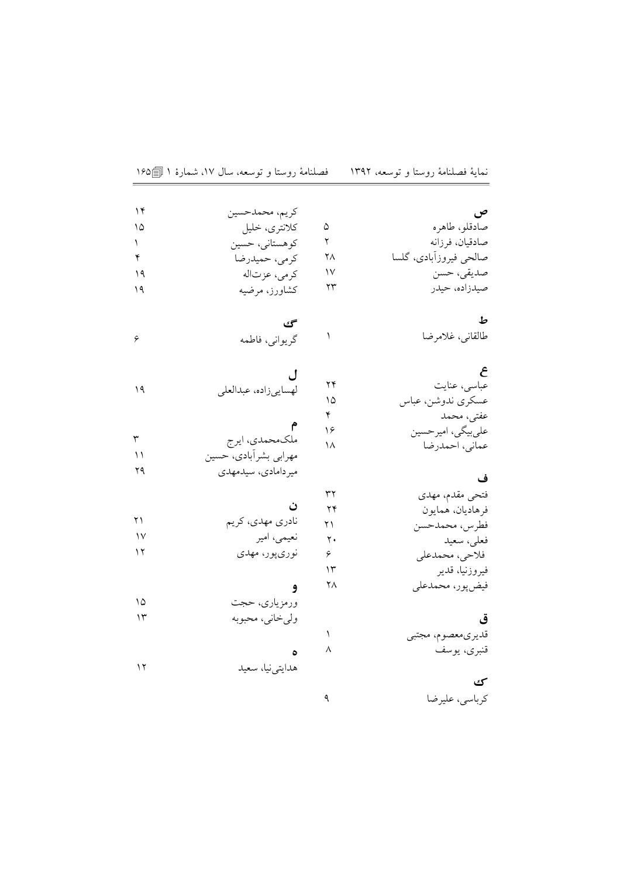### ص

صادقلو، طاهره ۵
صادقیان، فرزانه ۲
صالحی فیروزآبادی، گلسا ۲۸
صدیقی، حسن ۱۷
صیدزاده، حیدر ۲۳

### ط

طالقانی، غلامرضا ۱

### ع

عباسی، عنایت ۲۴
عسکری ندوشن، عباس ۱۵
عفتی، محمد ۴
علی‌بیگی، امیرحسین ۱۶
عمانی، احمدرضا ۱۸

### ف

فتحی مقدم، مهدی ۳۲
فرهادیان، همایون ۲۴
فطرس، محمدحسن ۲۱
فعلی، سعید ۲۰
فلاحی، محمدعلی ۶
فیروزنیا، قدیر ۱۳
فیض‌پور، محمدعلی ۲۸

### ق

قدیری‌معصوم، مجتبی ۱
قنبری، یوسف ۸

### ک

کرباسی، علیرضا ۹
کریم، محمدحسین ۱۴
کلانتری، خلیل ۱۵
کوهستانی، حسین ۱
کرمی، حمیدرضا ۴
کرمی، عزت‌اله ۱۹
کشاورز، مرضیه ۱۹

### گ

گریوانی، فاطمه ۶

### ل

لهسایی‌زاده، عبدالعلی ۱۹

### م

ملک‌محمدی، ایرج ۳
مهرابی بشرآبادی، حسین ۱۱
میردامادی، سیدمهدی ۲۹

### ن

نادری مهدی، کریم ۲۱
نعیمی، امیر ۱۷
نوری‌پور، مهدی ۱۲

### و

ورمزیاری، حجت ۱۵
ولی‌خانی، محبوبه ۱۳

### ه

هدایتی‌نیا، سعید ۱۲